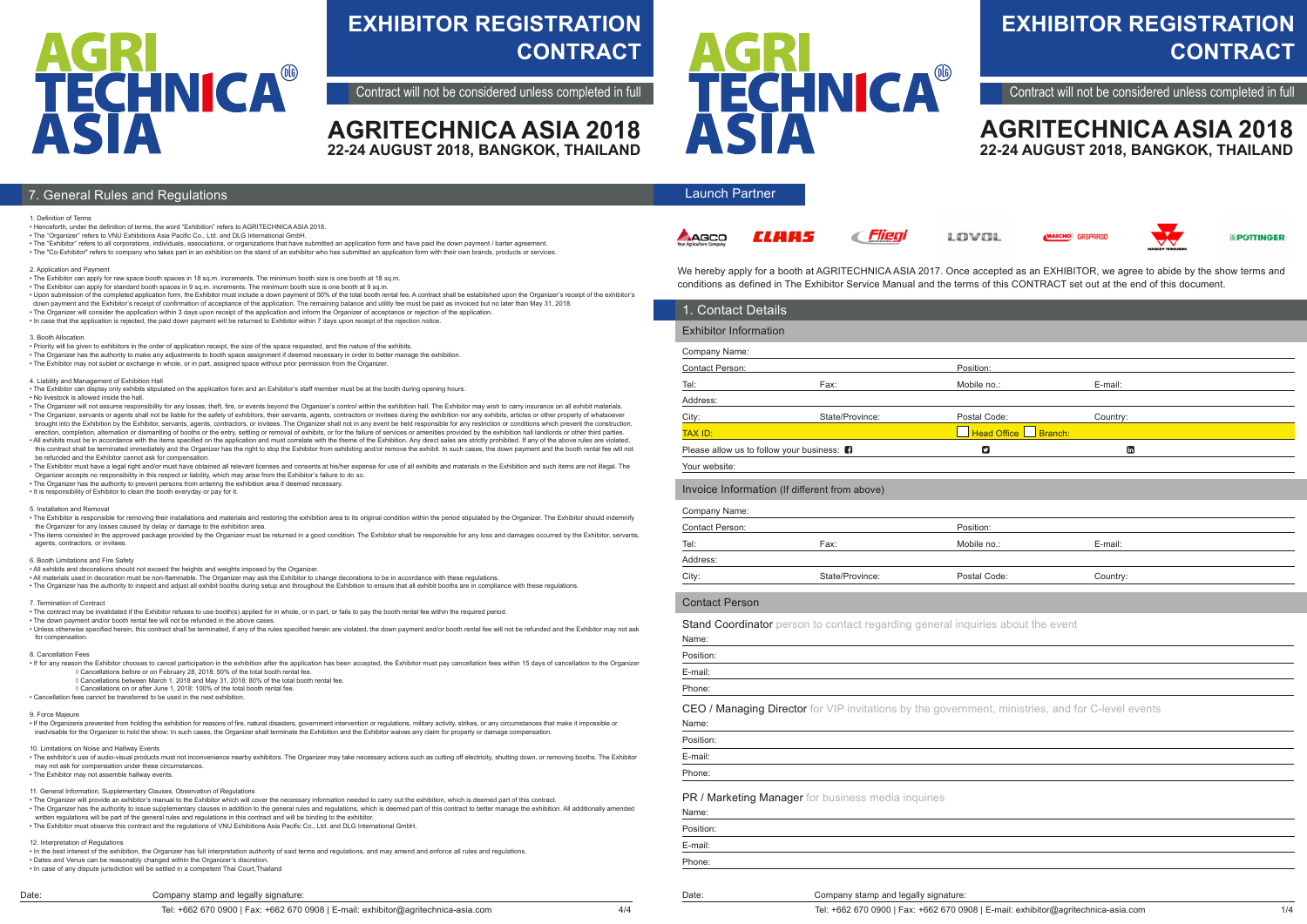# EXHIBITOR REGISTRATION CONTRACT

Contract will not be considered unless completed in full

## AGRITECHNICA ASIA 2018

**22-24 AUGUST 2018, BANGKOK, THAILAND**

## 7. General Rules and Regulations

1. Definition of Terms
- Henceforth, under the definition of terms, the word "Exhibition" refers to AGRITECHNICA ASIA 2018.
- The "Organizer" refers to VNU Exhibitions Asia Pacific Co., Ltd. and DLG International GmbH.
- The "Exhibitor" refers to all corporations, individuals, associations, or organizations that have submitted an application form and have paid the down payment / barter agreement.
- The "Co-Exhibitor" refers to company who takes part in an exhibition on the stand of an exhibitor who has submitted an application form with their own brands, products or services.

2. Application and Payment
- The Exhibitor can apply for raw space booth spaces in 18 sq.m. increments. The minimum booth size is one booth at 18 sq.m.
- The Exhibitor can apply for standard booth spaces in 9 sq.m. increments. The minimum booth size is one booth at 9 sq.m.
- Upon submission of the completed application form, the Exhibitor must include a down payment of 50% of the total booth rental fee. A contract shall be established upon the Organizer's receipt of the exhibitor's down payment and the Exhibitor's receipt of confirmation of acceptance of the application. The remaining balance and utility fee must be paid as invoiced but no later than May 31, 2018.
- The Organizer will consider the application within 3 days upon receipt of the application and inform the Organizer of acceptance or rejection of the application.
- In case that the application is rejected, the paid down payment will be returned to Exhibitor within 7 days upon receipt of the rejection notice.

3. Booth Allocation
- Priority will be given to exhibitors in the order of application receipt, the size of the space requested, and the nature of the exhibits.
- The Organizer has the authority to make any adjustments to booth space assignment if deemed necessary in order to better manage the exhibition.
- The Exhibitor may not sublet or exchange in whole, or in part, assigned space without prior permission from the Organizer.

4. Liability and Management of Exhibition Hall
- The Exhibitor can display only exhibits stipulated on the application form and an Exhibitor's staff member must be at the booth during opening hours.
- No livestock is allowed inside the hall.
- The Organizer will not assume responsibility for any losses, theft, fire, or events beyond the Organizer's control within the exhibition hall. The Exhibitor may wish to carry insurance on all exhibit materials.
- The Organizer, servants or agents shall not be liable for the safety of exhibitors, their servants, agents, contractors or invitees during the exhibition nor any exhibits, articles or other property of whatsoever brought into the Exhibition by the Exhibitor, servants, agents, contractors, or invitees. The Organizer shall not in any event be held responsible for any restriction or conditions which prevent the construction, erection, completion, alteration or dismantling of booths or the entry, settling or removal of exhibits, or for the failure of services or amenities provided by the exhibition hall landlords or other third parties.
- All exhibits must be in accordance with the items specified on the application and must correlate with the theme of the Exhibition. Any direct sales are strictly prohibited. If any of the above rules are violated, this contract shall be terminated immediately and the Organizer has the right to stop the Exhibitor from exhibiting and/or remove the exhibit. In such cases, the down payment and the booth rental fee will not be refunded and the Exhibitor cannot ask for compensation.
- The Exhibitor must have a legal right and/or must have obtained all relevant licenses and consents at his/her expense for use of all exhibits and materials in the Exhibition and such items are not illegal. The Organizer accepts no responsibility in this respect or liability, which may arise from the Exhibitor's failure to do so.
- The Organizer has the authority to prevent persons from entering the exhibition area if deemed necessary.
- It is responsibility of Exhibitor to clean the booth everyday or pay for it.

5. Installation and Removal
- The Exhibitor is responsible for removing their installations and materials and restoring the exhibition area to its original condition within the period stipulated by the Organizer. The Exhibitor should indemnify the Organizer for any losses caused by delay or damage to the exhibition area.
- The items consisted in the approved package provided by the Organizer must be returned in a good condition. The Exhibitor shall be responsible for any loss and damages occurred by the Exhibitor, servants, agents, contractors, or invitees.

6. Booth Limitations and Fire Safety
- All exhibits and decorations should not exceed the heights and weights imposed by the Organizer.
- All materials used in decoration must be non-flammable. The Organizer may ask the Exhibitor to change decorations to be in accordance with these regulations.
- The Organizer has the authority to inspect and adjust all exhibit booths during setup and throughout the Exhibition to ensure that all exhibit booths are in compliance with these regulations.

7. Termination of Contract
- The contract may be invalidated if the Exhibitor refuses to use booth(s) applied for in whole, or in part, or fails to pay the booth rental fee within the required period.
- The down payment and/or booth rental fee will not be refunded in the above cases.
- Unless otherwise specified herein, this contract shall be terminated, if any of the rules specified herein are violated, the down payment and/or booth rental fee will not be refunded and the Exhibitor may not ask for compensation.

8. Cancellation Fees
- If for any reason the Exhibitor chooses to cancel participation in the exhibition after the application has been accepted, the Exhibitor must pay cancellation fees within 15 days of cancellation to the Organizer
  - ◊ Cancellations before or on February 28, 2018: 50% of the total booth rental fee.
  - ◊ Cancellations between March 1, 2018 and May 31, 2018: 80% of the total booth rental fee.
  - ◊ Cancellations on or after June 1, 2018: 100% of the total booth rental fee.
- Cancellation fees cannot be transferred to be used in the next exhibition.

9. Force Majeure
- If the Organizeris prevented from holding the exhibition for reasons of fire, natural disasters, government intervention or regulations, military activity, strikes, or any circumstances that make it impossible or inadvisable for the Organizer to hold the show; In such cases, the Organizer shall terminate the Exhibition and the Exhibitor waives any claim for property or damage compensation.

10. Limitations on Noise and Hallway Events
- The exhibitor's use of audio-visual products must not inconvenience nearby exhibitors. The Organizer may take necessary actions such as cutting off electricity, shutting down, or removing booths. The Exhibitor may not ask for compensation under these circumstances.
- The Exhibitor may not assemble hallway events.

11. General Information, Supplementary Clauses, Observation of Regulations
- The Organizer will provide an exhibitor's manual to the Exhibitor which will cover the necessary information needed to carry out the exhibition, which is deemed part of this contract.
- The Organizer has the authority to issue supplementary clauses in addition to the general rules and regulations, which is deemed part of this contract to better manage the exhibition. All additionally amended written regulations will be part of the general rules and regulations in this contract and will be binding to the exhibitor.
- The Exhibitor must observe this contract and the regulations of VNU Exhibitions Asia Pacific Co., Ltd. and DLG International GmbH.

12. Interpretation of Regulations
- In the best interest of the exhibition, the Organizer has full interpretation authority of said terms and regulations, and may amend and enforce all rules and regulations.
- Dates and Venue can be reasonably changed within the Organizer's discretion.
- In case of any dispute jurisdiction will be settled in a competent Thai Court,Thailand

Date: Company stamp and legally signature:

# EXHIBITOR REGISTRATION CONTRACT

Contract will not be considered unless completed in full

## AGRITECHNICA ASIA 2018

**22-24 AUGUST 2018, BANGKOK, THAILAND**

### Launch Partner

AGCO, CLAAS, Fliegl, LOVOL, MASCHIO GASPARDO, MASSEY FERGUSON, PÖTTINGER

We hereby apply for a booth at AGRITECHNICA ASIA 2017. Once accepted as an EXHIBITOR, we agree to abide by the show terms and conditions as defined in The Exhibitor Service Manual and the terms of this CONTRACT set out at the end of this document.

## 1. Contact Details

### Exhibitor Information

Company Name:

Contact Person: Position:

Tel: Fax: Mobile no.: E-mail:

Address:

City: State/Province: Postal Code: Country:

TAX ID: ☐ Head Office ☐ Branch:

Please allow us to follow your business:

Your website:

### Invoice Information (If different from above)

Company Name:

Contact Person: Position:

Tel: Fax: Mobile no.: E-mail:

Address:

City: State/Province: Postal Code: Country:

### Contact Person

**Stand Coordinator** person to contact regarding general inquiries about the event

Name:

Position:

E-mail:

Phone:

**CEO / Managing Director** for VIP invitations by the government, ministries, and for C-level events

Name:

Position:

E-mail:

Phone:

**PR / Marketing Manager** for business media inquiries

Name:

Position:

E-mail:

Phone:

Date: Company stamp and legally signature:

Tel: +662 670 0900 | Fax: +662 670 0908 | E-mail: exhibitor@agritechnica-asia.com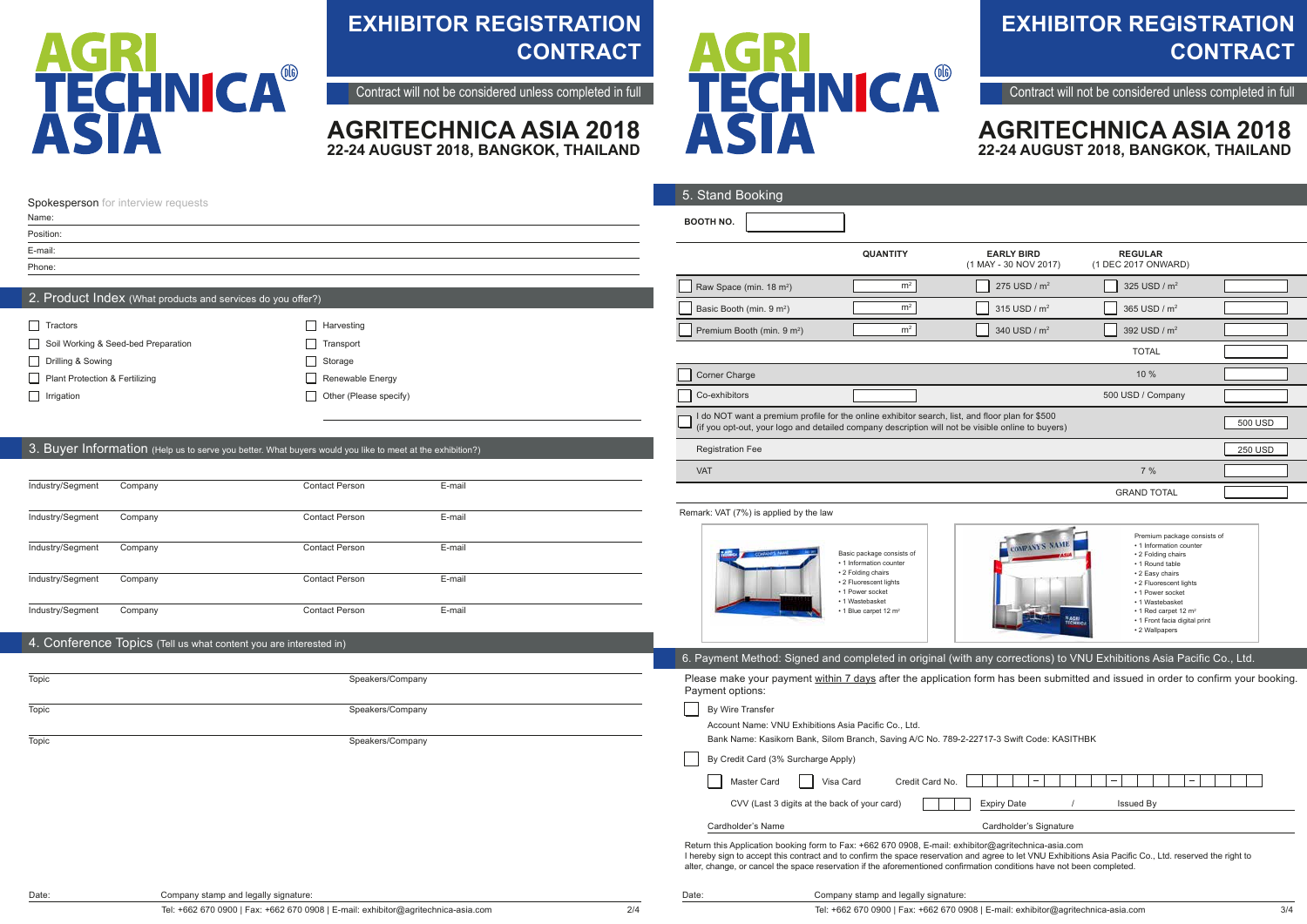# AGRITECHNICA ASIA

## EXHIBITOR REGISTRATION CONTRACT

Contract will not be considered unless completed in full

## AGRITECHNICA ASIA 2018

**22-24 AUGUST 2018, BANGKOK, THAILAND**

**Spokesperson** for interview requests

Name:

Position:

E-mail:

Phone:

## 2. Product Index (What products and services do you offer?)

- ☐ Tractors
- ☐ Soil Working & Seed-bed Preparation
- ☐ Drilling & Sowing
- ☐ Plant Protection & Fertilizing
- ☐ Irrigation
- ☐ Harvesting
- ☐ Transport
- ☐ Storage
- ☐ Renewable Energy
- ☐ Other (Please specify)

## 3. Buyer Information (Help us to serve you better. What buyers would you like to meet at the exhibition?)

| Industry/Segment | Company | Contact Person | E-mail |
|---|---|---|---|
| Industry/Segment | Company | Contact Person | E-mail |
| Industry/Segment | Company | Contact Person | E-mail |
| Industry/Segment | Company | Contact Person | E-mail |
| Industry/Segment | Company | Contact Person | E-mail |

## 4. Conference Topics (Tell us what content you are interested in)

| Topic | Speakers/Company |
|---|---|
| Topic | Speakers/Company |
| Topic | Speakers/Company |

Date: Company stamp and legally signature:

## EXHIBITOR REGISTRATION CONTRACT

Contract will not be considered unless completed in full

## AGRITECHNICA ASIA 2018

**22-24 AUGUST 2018, BANGKOK, THAILAND**

## 5. Stand Booking

**BOOTH NO.**

| | QUANTITY | EARLY BIRD (1 MAY - 30 NOV 2017) | REGULAR (1 DEC 2017 ONWARD) | |
|---|---|---|---|---|
| ☐ Raw Space (min. 18 m²) | m² | ☐ 275 USD / m² | ☐ 325 USD / m² | |
| ☐ Basic Booth (min. 9 m²) | m² | ☐ 315 USD / m² | ☐ 365 USD / m² | |
| ☐ Premium Booth (min. 9 m²) | m² | ☐ 340 USD / m² | ☐ 392 USD / m² | |
| | | | TOTAL | |
| ☐ Corner Charge | | | 10 % | |
| ☐ Co-exhibitors | | | 500 USD / Company | |
| ☐ I do NOT want a premium profile for the online exhibitor search, list, and floor plan for $500 (if you opt-out, your logo and detailed company description will not be visible online to buyers) | | | | 500 USD |
| Registration Fee | | | | 250 USD |
| VAT | | | 7 % | |
| | | | GRAND TOTAL | |

Remark: VAT (7%) is applied by the law

Basic package consists of
- 1 Information counter
- 2 Folding chairs
- 2 Fluorescent lights
- 1 Power socket
- 1 Wastebasket
- 1 Blue carpet 12 m²

Premium package consists of
- 1 Information counter
- 2 Folding chairs
- 1 Round table
- 2 Easy chairs
- 2 Fluorescent lights
- 1 Power socket
- 1 Wastebasket
- 1 Red carpet 12 m²
- 1 Front facia digital print
- 2 Wallpapers

## 6. Payment Method: Signed and completed in original (with any corrections) to VNU Exhibitions Asia Pacific Co., Ltd.

Please make your payment within 7 days after the application form has been submitted and issued in order to confirm your booking. Payment options:

☐ By Wire Transfer

Account Name: VNU Exhibitions Asia Pacific Co., Ltd.

Bank Name: Kasikorn Bank, Silom Branch, Saving A/C No. 789-2-22717-3 Swift Code: KASITHBK

☐ By Credit Card (3% Surcharge Apply)

☐ Master Card ☐ Visa Card Credit Card No. \_\_\_\_ – \_\_\_\_ – \_\_\_\_ – \_\_\_\_

CVV (Last 3 digits at the back of your card) Expiry Date / Issued By

Cardholder's Name Cardholder's Signature

Return this Application booking form to Fax: +662 670 0908, E-mail: exhibitor@agritechnica-asia.com

I hereby sign to accept this contract and to confirm the space reservation and agree to let VNU Exhibitions Asia Pacific Co., Ltd. reserved the right to alter, change, or cancel the space reservation if the aforementioned confirmation conditions have not been completed.

Date: Company stamp and legally signature:

Tel: +662 670 0900 | Fax: +662 670 0908 | E-mail: exhibitor@agritechnica-asia.com